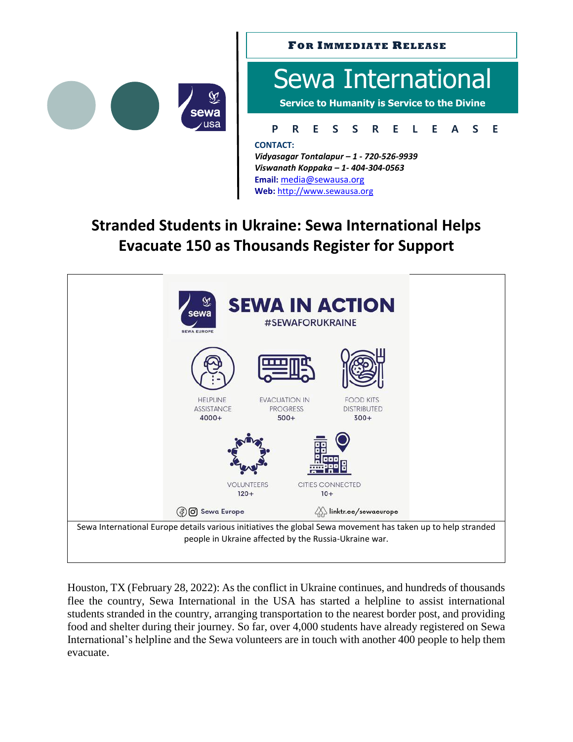**For Immediate Release**

# Sewa International

**Service to Humanity is Service to the Divine**

**P R E S S R E L E A S E**

**CONTACT:**
***Vidyasagar Tontalapur – 1 - 720-526-9939***
***Viswanath Koppaka – 1- 404-304-0563***
**Email:** media@sewausa.org
**Web:** http://www.sewausa.org

## Stranded Students in Ukraine: Sewa International Helps Evacuate 150 as Thousands Register for Support

SEWA IN ACTION
#SEWAFORUKRAINE

HELPLINE ASSISTANCE 4000+
EVACUATION IN PROGRESS 500+
FOOD KITS DISTRIBUTED 300+
VOLUNTEERS 120+
CITIES CONNECTED 10+

Sewa Europe linktr.ee/sewaeurope

Sewa International Europe details various initiatives the global Sewa movement has taken up to help stranded people in Ukraine affected by the Russia-Ukraine war.

Houston, TX (February 28, 2022): As the conflict in Ukraine continues, and hundreds of thousands flee the country, Sewa International in the USA has started a helpline to assist international students stranded in the country, arranging transportation to the nearest border post, and providing food and shelter during their journey. So far, over 4,000 students have already registered on Sewa International's helpline and the Sewa volunteers are in touch with another 400 people to help them evacuate.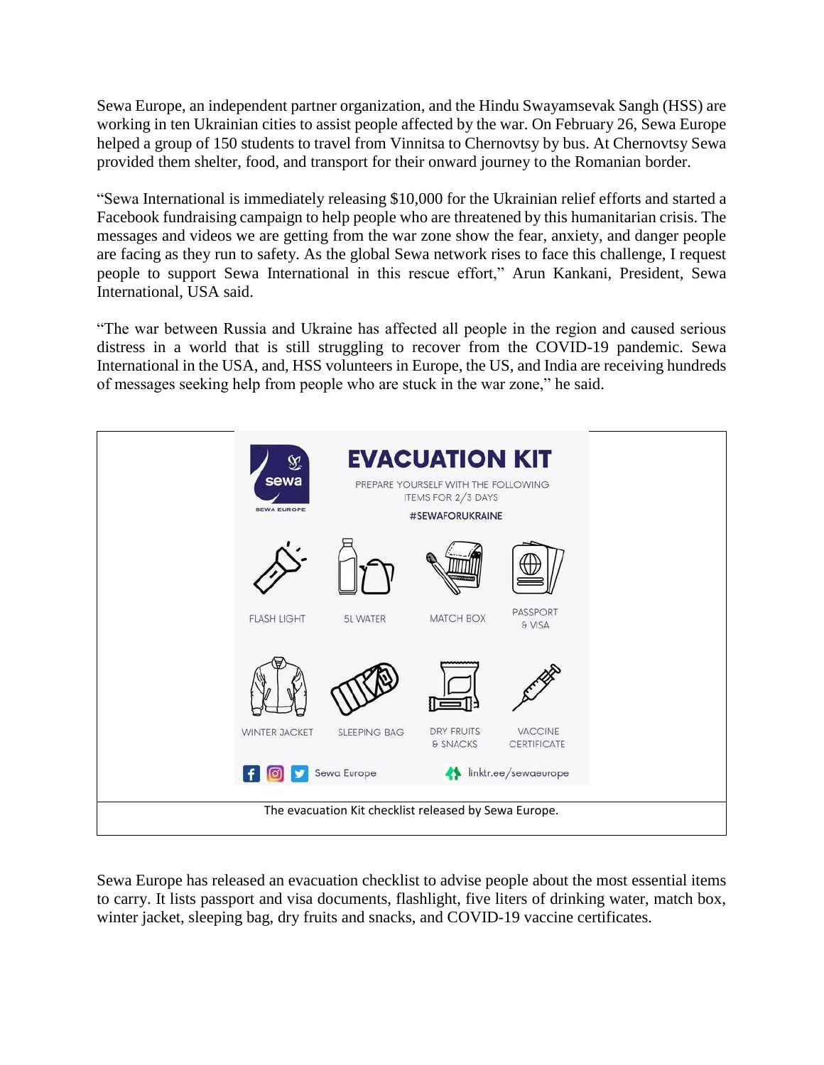Sewa Europe, an independent partner organization, and the Hindu Swayamsevak Sangh (HSS) are working in ten Ukrainian cities to assist people affected by the war. On February 26, Sewa Europe helped a group of 150 students to travel from Vinnitsa to Chernovtsy by bus. At Chernovtsy Sewa provided them shelter, food, and transport for their onward journey to the Romanian border.

"Sewa International is immediately releasing $10,000 for the Ukrainian relief efforts and started a Facebook fundraising campaign to help people who are threatened by this humanitarian crisis. The messages and videos we are getting from the war zone show the fear, anxiety, and danger people are facing as they run to safety. As the global Sewa network rises to face this challenge, I request people to support Sewa International in this rescue effort," Arun Kankani, President, Sewa International, USA said.

"The war between Russia and Ukraine has affected all people in the region and caused serious distress in a world that is still struggling to recover from the COVID-19 pandemic. Sewa International in the USA, and, HSS volunteers in Europe, the US, and India are receiving hundreds of messages seeking help from people who are stuck in the war zone," he said.

**EVACUATION KIT**

PREPARE YOURSELF WITH THE FOLLOWING ITEMS FOR 2/3 DAYS

#SEWAFORUKRAINE

- FLASH LIGHT
- 5L WATER
- MATCH BOX
- PASSPORT & VISA
- WINTER JACKET
- SLEEPING BAG
- DRY FRUITS & SNACKS
- VACCINE CERTIFICATE

Sewa Europe — linktr.ee/sewaeurope

The evacuation Kit checklist released by Sewa Europe.

Sewa Europe has released an evacuation checklist to advise people about the most essential items to carry. It lists passport and visa documents, flashlight, five liters of drinking water, match box, winter jacket, sleeping bag, dry fruits and snacks, and COVID-19 vaccine certificates.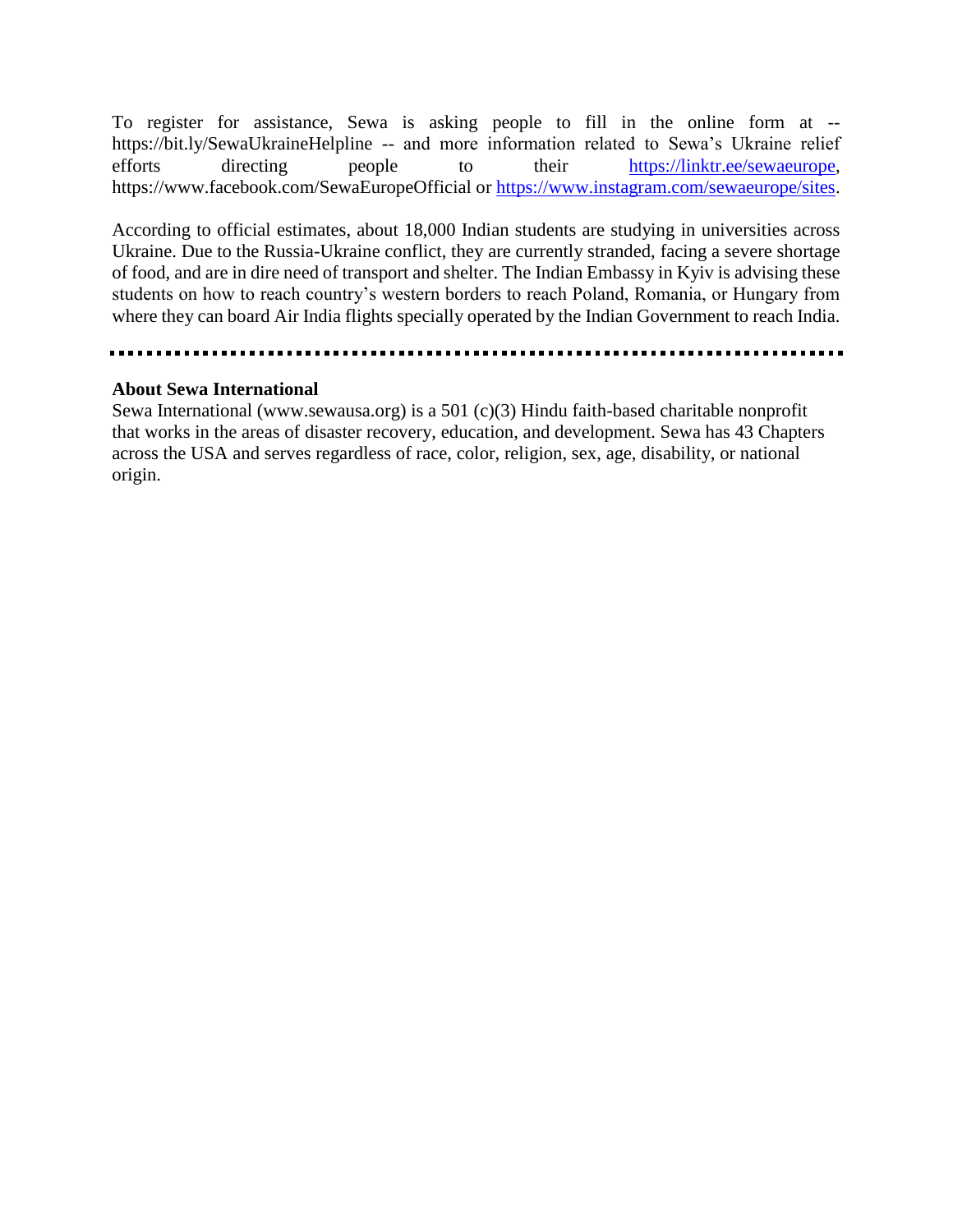To register for assistance, Sewa is asking people to fill in the online form at -- https://bit.ly/SewaUkraineHelpline -- and more information related to Sewa's Ukraine relief efforts directing people to their https://linktr.ee/sewaeurope, https://www.facebook.com/SewaEuropeOfficial or https://www.instagram.com/sewaeurope/sites.

According to official estimates, about 18,000 Indian students are studying in universities across Ukraine. Due to the Russia-Ukraine conflict, they are currently stranded, facing a severe shortage of food, and are in dire need of transport and shelter. The Indian Embassy in Kyiv is advising these students on how to reach country's western borders to reach Poland, Romania, or Hungary from where they can board Air India flights specially operated by the Indian Government to reach India.

---

**About Sewa International**

Sewa International (www.sewausa.org) is a 501 (c)(3) Hindu faith-based charitable nonprofit that works in the areas of disaster recovery, education, and development. Sewa has 43 Chapters across the USA and serves regardless of race, color, religion, sex, age, disability, or national origin.